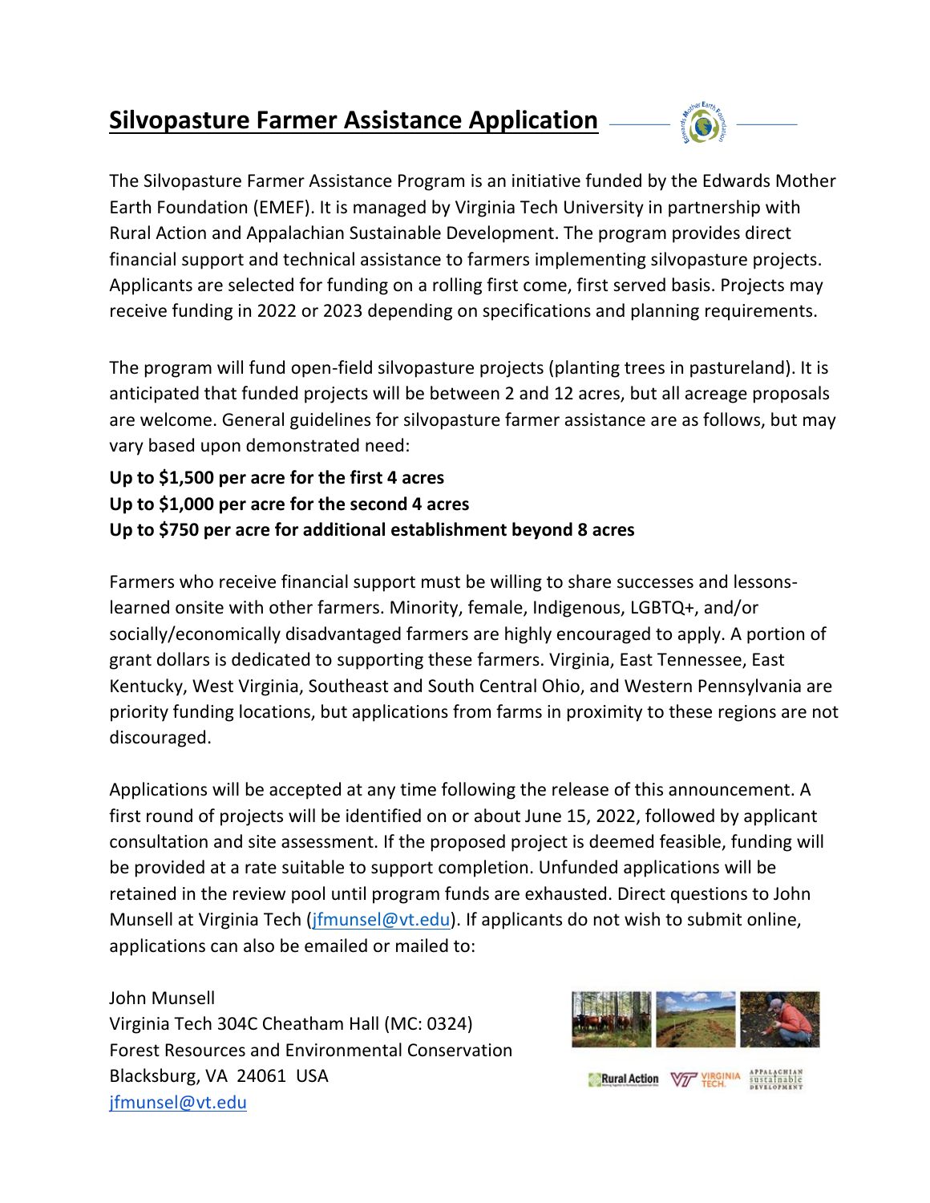# Silvopasture Farmer Assistance Application

The Silvopasture Farmer Assistance Program is an initiative funded by the Edwards Mother Earth Foundation (EMEF). It is managed by Virginia Tech University in partnership with Rural Action and Appalachian Sustainable Development. The program provides direct financial support and technical assistance to farmers implementing silvopasture projects. Applicants are selected for funding on a rolling first come, first served basis. Projects may receive funding in 2022 or 2023 depending on specifications and planning requirements.

The program will fund open-field silvopasture projects (planting trees in pastureland). It is anticipated that funded projects will be between 2 and 12 acres, but all acreage proposals are welcome. General guidelines for silvopasture farmer assistance are as follows, but may vary based upon demonstrated need:

**Up to $1,500 per acre for the first 4 acres**
**Up to $1,000 per acre for the second 4 acres**
**Up to $750 per acre for additional establishment beyond 8 acres**

Farmers who receive financial support must be willing to share successes and lessons-learned onsite with other farmers. Minority, female, Indigenous, LGBTQ+, and/or socially/economically disadvantaged farmers are highly encouraged to apply. A portion of grant dollars is dedicated to supporting these farmers. Virginia, East Tennessee, East Kentucky, West Virginia, Southeast and South Central Ohio, and Western Pennsylvania are priority funding locations, but applications from farms in proximity to these regions are not discouraged.

Applications will be accepted at any time following the release of this announcement. A first round of projects will be identified on or about June 15, 2022, followed by applicant consultation and site assessment. If the proposed project is deemed feasible, funding will be provided at a rate suitable to support completion. Unfunded applications will be retained in the review pool until program funds are exhausted. Direct questions to John Munsell at Virginia Tech (jfmunsel@vt.edu). If applicants do not wish to submit online, applications can also be emailed or mailed to:

John Munsell
Virginia Tech 304C Cheatham Hall (MC: 0324)
Forest Resources and Environmental Conservation
Blacksburg, VA 24061 USA
jfmunsel@vt.edu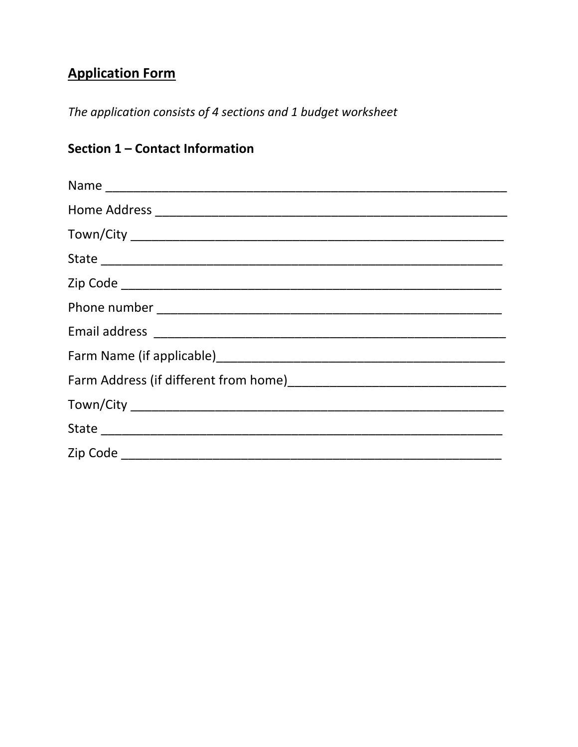## Application Form

*The application consists of 4 sections and 1 budget worksheet*

### Section 1 – Contact Information

Name ____________________________________________________________

Home Address ______________________________________________________

Town/City _________________________________________________________

State _____________________________________________________________

Zip Code __________________________________________________________

Phone number ______________________________________________________

Email address ______________________________________________________

Farm Name (if applicable)____________________________________________

Farm Address (if different from home)_________________________________

Town/City _________________________________________________________

State _____________________________________________________________

Zip Code __________________________________________________________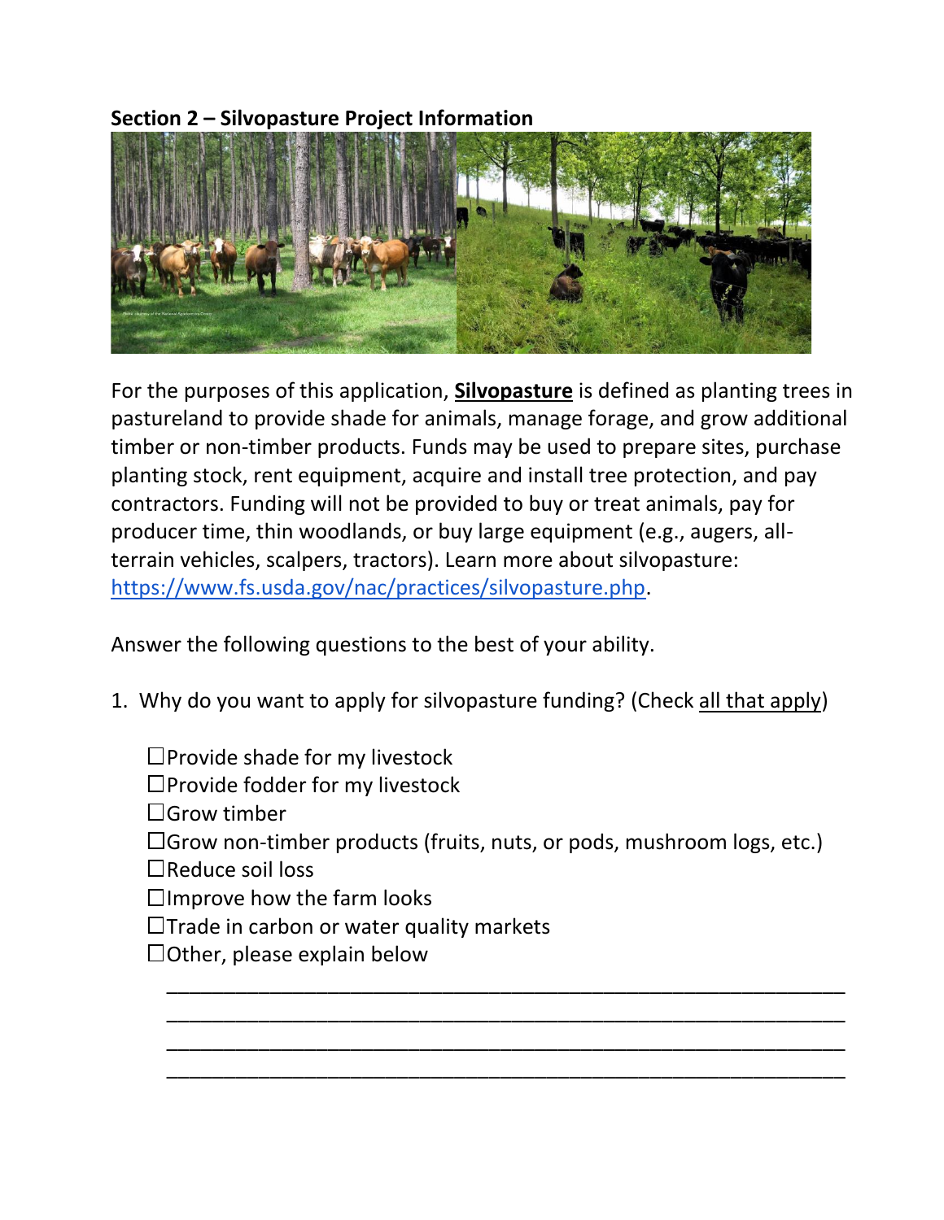## Section 2 – Silvopasture Project Information

For the purposes of this application, **Silvopasture** is defined as planting trees in pastureland to provide shade for animals, manage forage, and grow additional timber or non-timber products. Funds may be used to prepare sites, purchase planting stock, rent equipment, acquire and install tree protection, and pay contractors. Funding will not be provided to buy or treat animals, pay for producer time, thin woodlands, or buy large equipment (e.g., augers, all-terrain vehicles, scalpers, tractors). Learn more about silvopasture: https://www.fs.usda.gov/nac/practices/silvopasture.php.

Answer the following questions to the best of your ability.

1. Why do you want to apply for silvopasture funding? (Check all that apply)

   ☐ Provide shade for my livestock
   ☐ Provide fodder for my livestock
   ☐ Grow timber
   ☐ Grow non-timber products (fruits, nuts, or pods, mushroom logs, etc.)
   ☐ Reduce soil loss
   ☐ Improve how the farm looks
   ☐ Trade in carbon or water quality markets
   ☐ Other, please explain below

   ______________________________________________________________
   ______________________________________________________________
   ______________________________________________________________
   ______________________________________________________________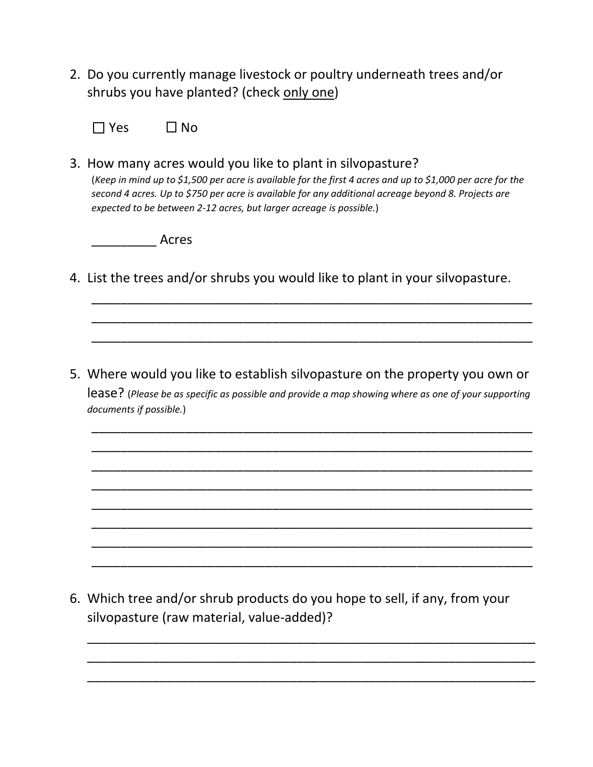2. Do you currently manage livestock or poultry underneath trees and/or shrubs you have planted? (check <u>only one</u>)

   ☐ Yes ☐ No

3. How many acres would you like to plant in silvopasture?
   (*Keep in mind up to $1,500 per acre is available for the first 4 acres and up to $1,000 per acre for the second 4 acres. Up to $750 per acre is available for any additional acreage beyond 8. Projects are expected to be between 2-12 acres, but larger acreage is possible.*)

   _________ Acres

4. List the trees and/or shrubs you would like to plant in your silvopasture.

   ______________________________________________________________
   ______________________________________________________________
   ______________________________________________________________

5. Where would you like to establish silvopasture on the property you own or lease? (*Please be as specific as possible and provide a map showing where as one of your supporting documents if possible.*)

   ______________________________________________________________
   ______________________________________________________________
   ______________________________________________________________
   ______________________________________________________________
   ______________________________________________________________
   ______________________________________________________________
   ______________________________________________________________
   ______________________________________________________________

6. Which tree and/or shrub products do you hope to sell, if any, from your silvopasture (raw material, value-added)?

   ______________________________________________________________
   ______________________________________________________________
   ______________________________________________________________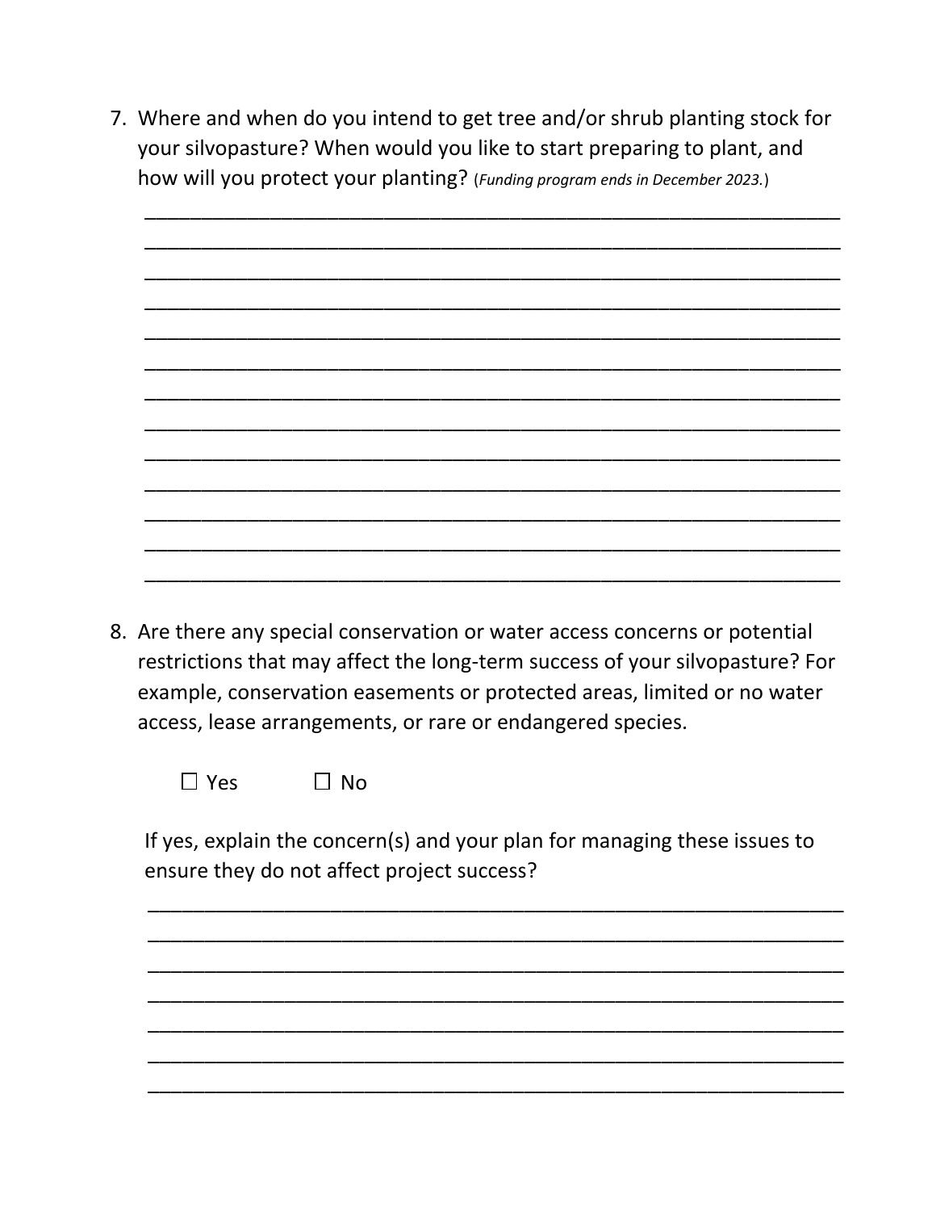7. Where and when do you intend to get tree and/or shrub planting stock for your silvopasture? When would you like to start preparing to plant, and how will you protect your planting? (*Funding program ends in December 2023.*)

_______________________________________________________________
_______________________________________________________________
_______________________________________________________________
_______________________________________________________________
_______________________________________________________________
_______________________________________________________________
_______________________________________________________________
_______________________________________________________________
_______________________________________________________________
_______________________________________________________________
_______________________________________________________________
_______________________________________________________________
_______________________________________________________________

8. Are there any special conservation or water access concerns or potential restrictions that may affect the long-term success of your silvopasture? For example, conservation easements or protected areas, limited or no water access, lease arrangements, or rare or endangered species.

   ☐ Yes   ☐ No

   If yes, explain the concern(s) and your plan for managing these issues to ensure they do not affect project success?

   _______________________________________________________________
   _______________________________________________________________
   _______________________________________________________________
   _______________________________________________________________
   _______________________________________________________________
   _______________________________________________________________
   _______________________________________________________________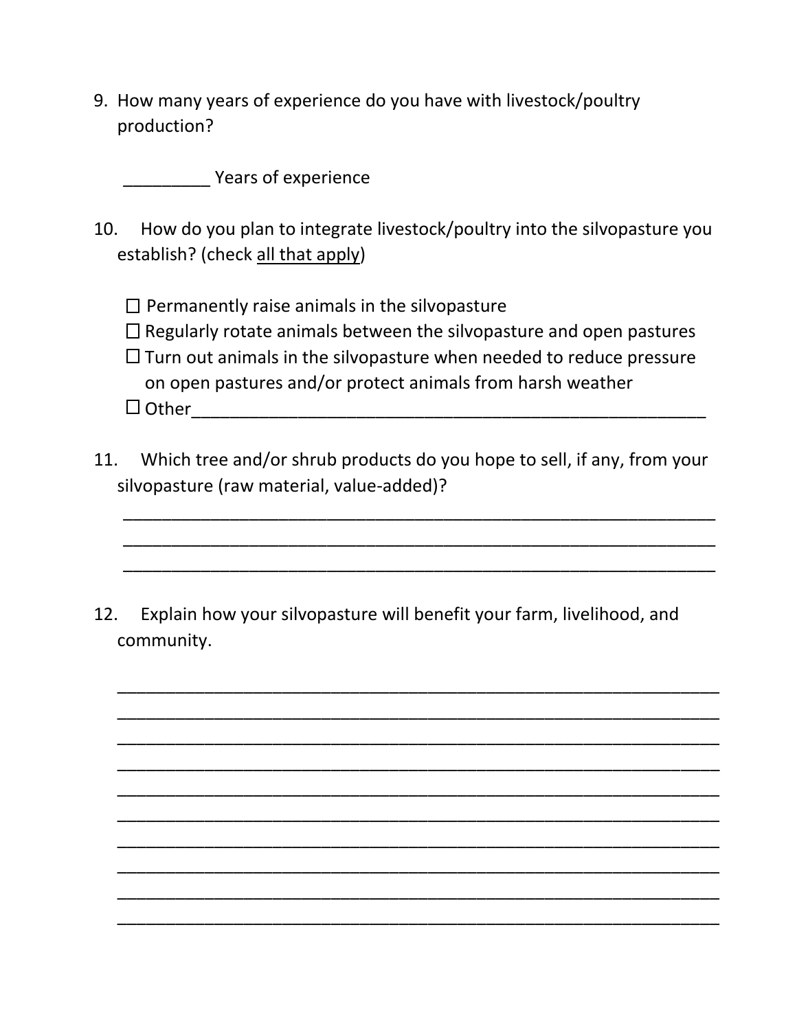9. How many years of experience do you have with livestock/poultry production?

   _________ Years of experience

10. How do you plan to integrate livestock/poultry into the silvopasture you establish? (check <u>all that apply</u>)

   ☐ Permanently raise animals in the silvopasture
   ☐ Regularly rotate animals between the silvopasture and open pastures
   ☐ Turn out animals in the silvopasture when needed to reduce pressure on open pastures and/or protect animals from harsh weather
   ☐ Other_______________________________________________________

11. Which tree and/or shrub products do you hope to sell, if any, from your silvopasture (raw material, value-added)?

   _______________________________________________________________
   _______________________________________________________________
   _______________________________________________________________

12. Explain how your silvopasture will benefit your farm, livelihood, and community.

   _______________________________________________________________
   _______________________________________________________________
   _______________________________________________________________
   _______________________________________________________________
   _______________________________________________________________
   _______________________________________________________________
   _______________________________________________________________
   _______________________________________________________________
   _______________________________________________________________
   _______________________________________________________________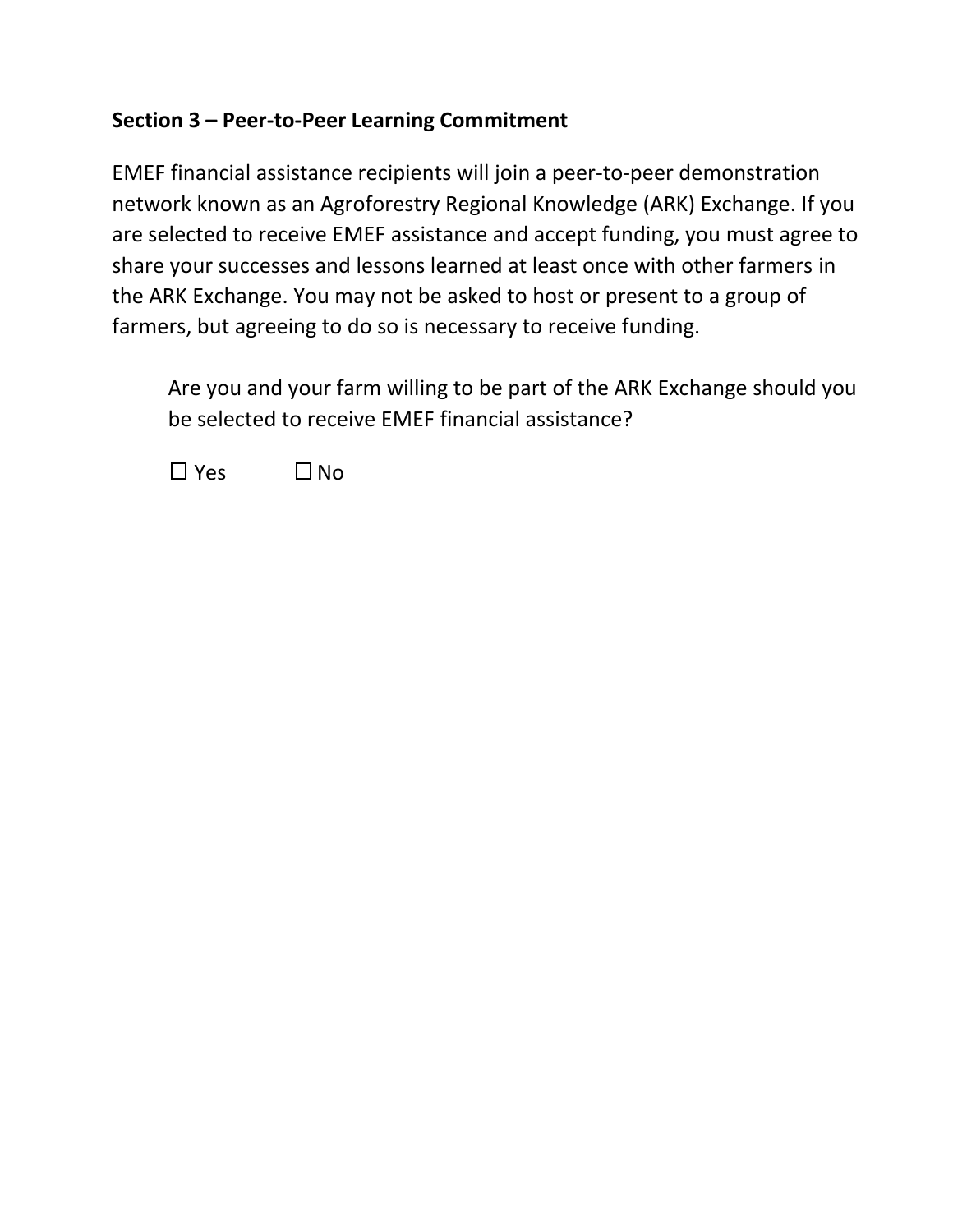**Section 3 – Peer-to-Peer Learning Commitment**

EMEF financial assistance recipients will join a peer-to-peer demonstration network known as an Agroforestry Regional Knowledge (ARK) Exchange. If you are selected to receive EMEF assistance and accept funding, you must agree to share your successes and lessons learned at least once with other farmers in the ARK Exchange. You may not be asked to host or present to a group of farmers, but agreeing to do so is necessary to receive funding.

> Are you and your farm willing to be part of the ARK Exchange should you be selected to receive EMEF financial assistance?
>
> ☐ Yes ☐ No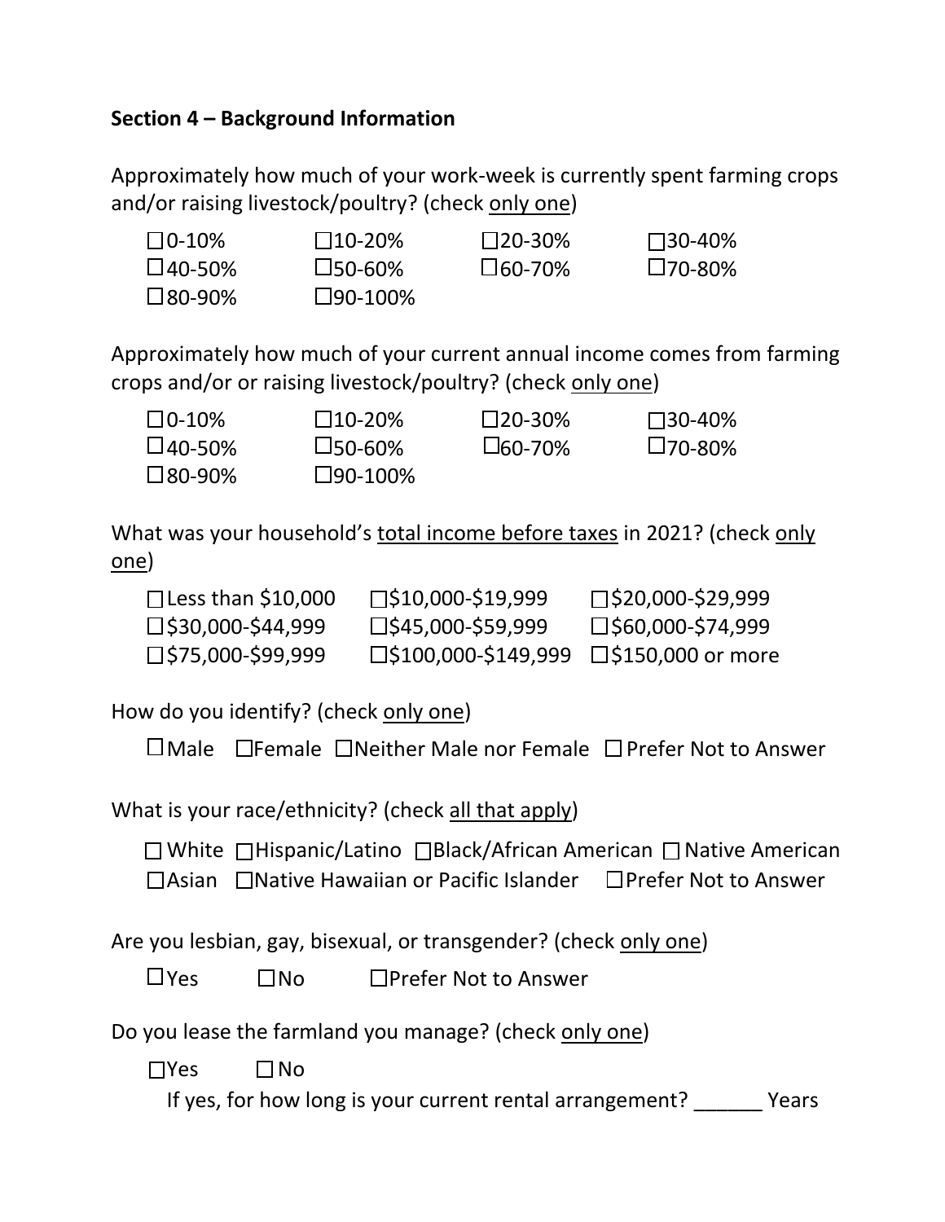**Section 4 – Background Information**

Approximately how much of your work-week is currently spent farming crops and/or raising livestock/poultry? (check only one)

☐0-10% ☐10-20% ☐20-30% ☐30-40%
☐40-50% ☐50-60% ☐60-70% ☐70-80%
☐80-90% ☐90-100%

Approximately how much of your current annual income comes from farming crops and/or or raising livestock/poultry? (check only one)

☐0-10% ☐10-20% ☐20-30% ☐30-40%
☐40-50% ☐50-60% ☐60-70% ☐70-80%
☐80-90% ☐90-100%

What was your household's total income before taxes in 2021? (check only one)

☐Less than $10,000 ☐$10,000-$19,999 ☐$20,000-$29,999
☐$30,000-$44,999 ☐$45,000-$59,999 ☐$60,000-$74,999
☐$75,000-$99,999 ☐$100,000-$149,999 ☐$150,000 or more

How do you identify? (check only one)

☐Male ☐Female ☐Neither Male nor Female ☐ Prefer Not to Answer

What is your race/ethnicity? (check all that apply)

☐ White ☐Hispanic/Latino ☐Black/African American ☐ Native American
☐Asian ☐Native Hawaiian or Pacific Islander ☐Prefer Not to Answer

Are you lesbian, gay, bisexual, or transgender? (check only one)

☐Yes ☐No ☐Prefer Not to Answer

Do you lease the farmland you manage? (check only one)

☐Yes ☐ No

If yes, for how long is your current rental arrangement? ______ Years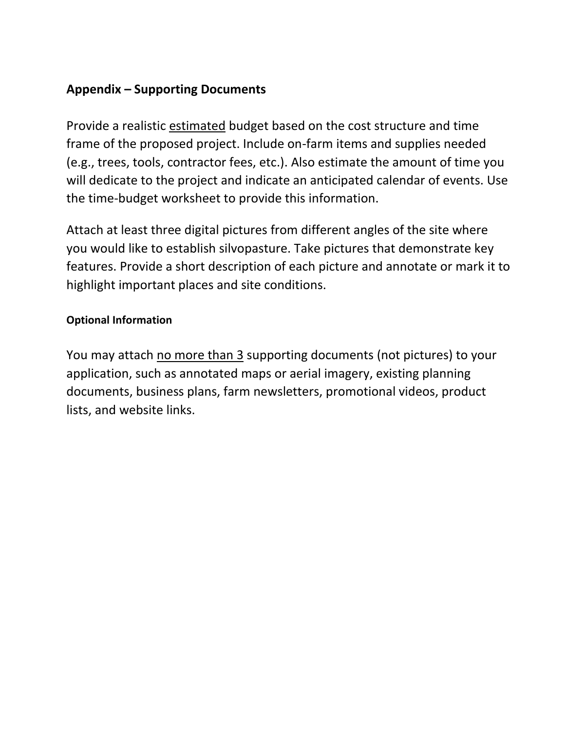## Appendix – Supporting Documents

Provide a realistic <u>estimated</u> budget based on the cost structure and time frame of the proposed project. Include on-farm items and supplies needed (e.g., trees, tools, contractor fees, etc.). Also estimate the amount of time you will dedicate to the project and indicate an anticipated calendar of events. Use the time-budget worksheet to provide this information.

Attach at least three digital pictures from different angles of the site where you would like to establish silvopasture. Take pictures that demonstrate key features. Provide a short description of each picture and annotate or mark it to highlight important places and site conditions.

### Optional Information

You may attach <u>no more than 3</u> supporting documents (not pictures) to your application, such as annotated maps or aerial imagery, existing planning documents, business plans, farm newsletters, promotional videos, product lists, and website links.